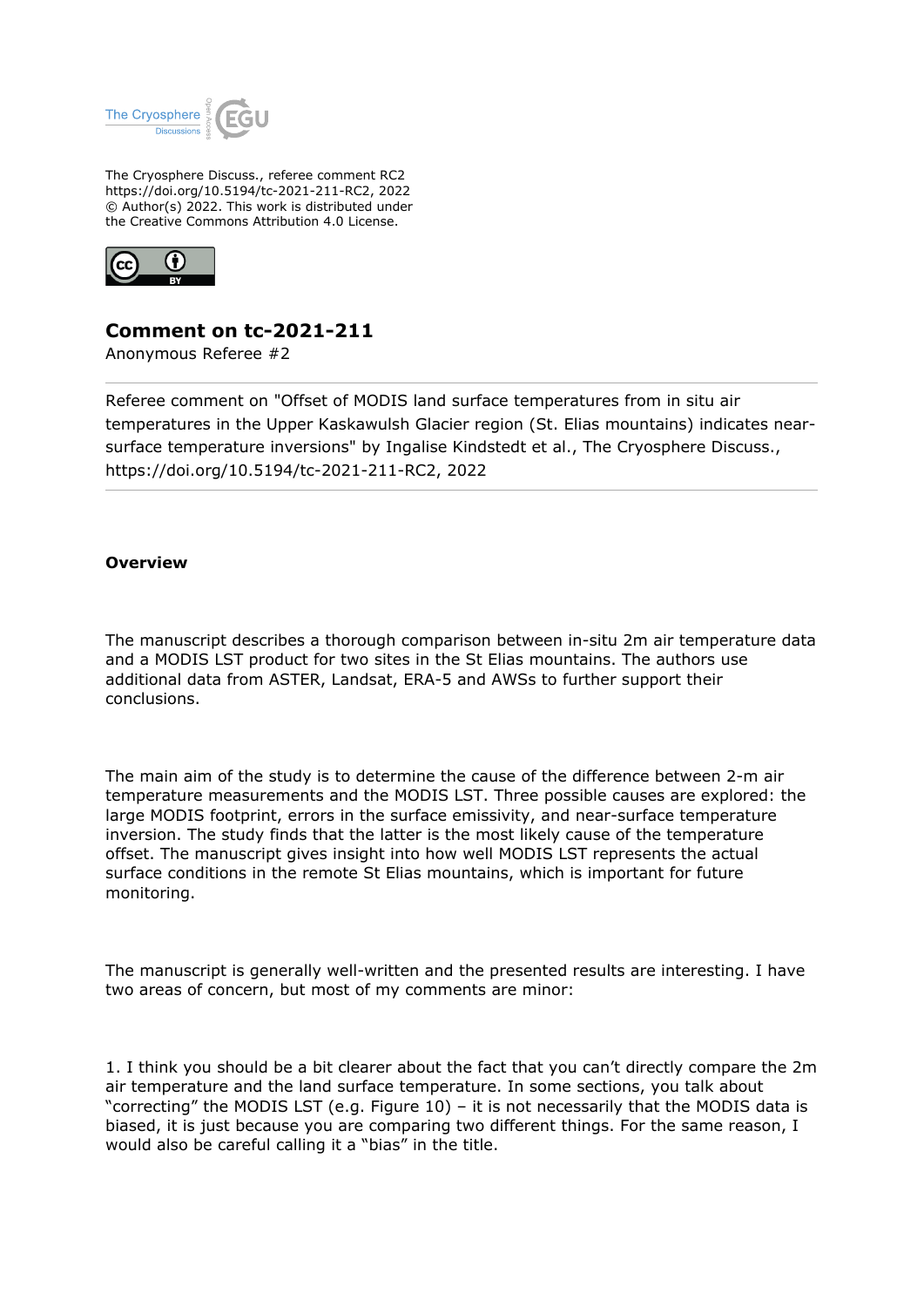The Cryosphere Discuss., referee comment RC2
https://doi.org/10.5194/tc-2021-211-RC2, 2022
© Author(s) 2022. This work is distributed under
the Creative Commons Attribution 4.0 License.

## Comment on tc-2021-211

Anonymous Referee #2

Referee comment on "Offset of MODIS land surface temperatures from in situ air temperatures in the Upper Kaskawulsh Glacier region (St. Elias mountains) indicates near-surface temperature inversions" by Ingalise Kindstedt et al., The Cryosphere Discuss., https://doi.org/10.5194/tc-2021-211-RC2, 2022

**Overview**

The manuscript describes a thorough comparison between in-situ 2m air temperature data and a MODIS LST product for two sites in the St Elias mountains. The authors use additional data from ASTER, Landsat, ERA-5 and AWSs to further support their conclusions.

The main aim of the study is to determine the cause of the difference between 2-m air temperature measurements and the MODIS LST. Three possible causes are explored: the large MODIS footprint, errors in the surface emissivity, and near-surface temperature inversion. The study finds that the latter is the most likely cause of the temperature offset. The manuscript gives insight into how well MODIS LST represents the actual surface conditions in the remote St Elias mountains, which is important for future monitoring.

The manuscript is generally well-written and the presented results are interesting. I have two areas of concern, but most of my comments are minor:

1. I think you should be a bit clearer about the fact that you can't directly compare the 2m air temperature and the land surface temperature. In some sections, you talk about "correcting" the MODIS LST (e.g. Figure 10) – it is not necessarily that the MODIS data is biased, it is just because you are comparing two different things. For the same reason, I would also be careful calling it a "bias" in the title.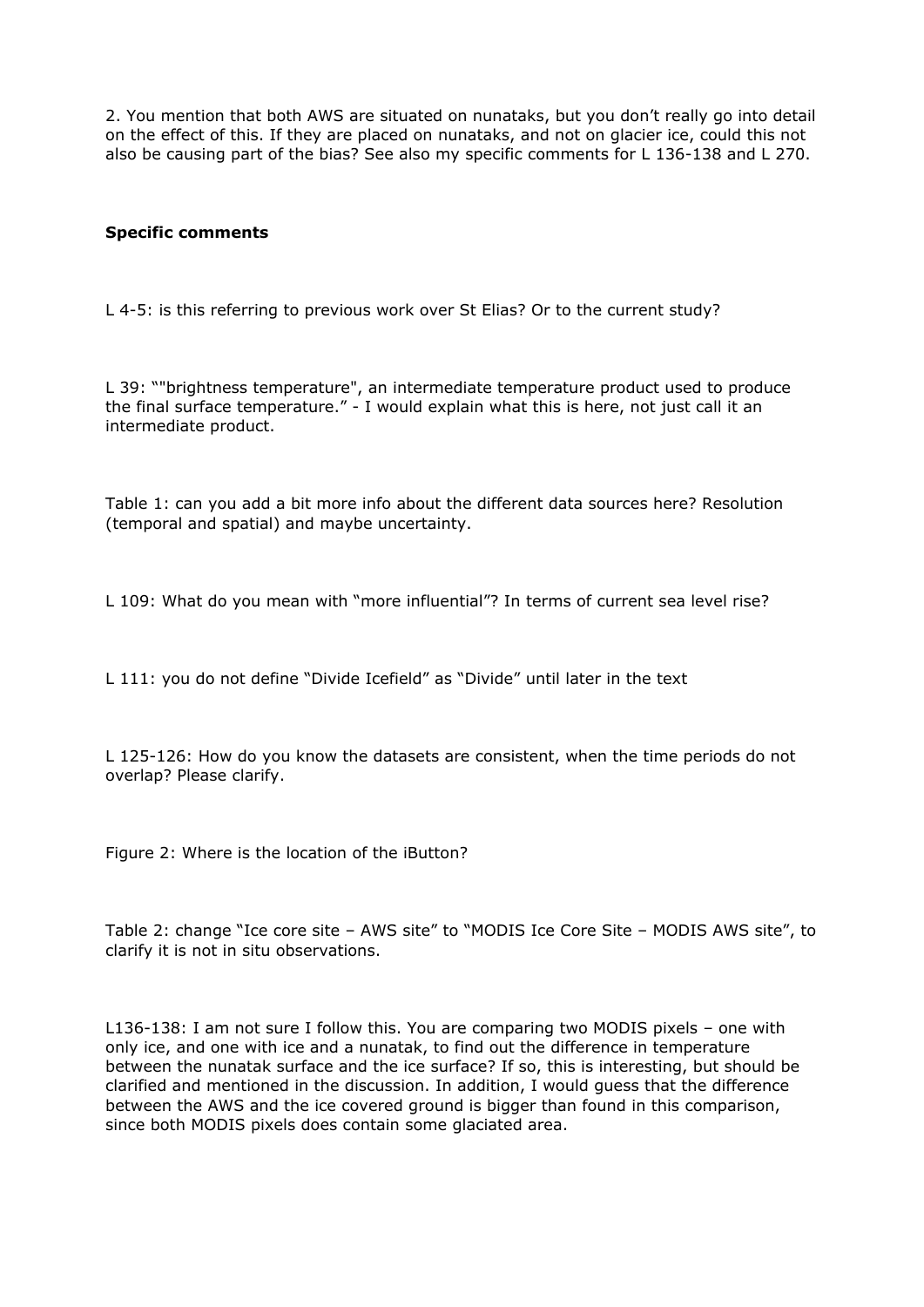2. You mention that both AWS are situated on nunataks, but you don't really go into detail on the effect of this. If they are placed on nunataks, and not on glacier ice, could this not also be causing part of the bias? See also my specific comments for L 136-138 and L 270.

**Specific comments**

L 4-5: is this referring to previous work over St Elias? Or to the current study?

L 39: ""brightness temperature", an intermediate temperature product used to produce the final surface temperature." - I would explain what this is here, not just call it an intermediate product.

Table 1: can you add a bit more info about the different data sources here? Resolution (temporal and spatial) and maybe uncertainty.

L 109: What do you mean with "more influential"? In terms of current sea level rise?

L 111: you do not define "Divide Icefield" as "Divide" until later in the text

L 125-126: How do you know the datasets are consistent, when the time periods do not overlap? Please clarify.

Figure 2: Where is the location of the iButton?

Table 2: change "Ice core site – AWS site" to "MODIS Ice Core Site – MODIS AWS site", to clarify it is not in situ observations.

L136-138: I am not sure I follow this. You are comparing two MODIS pixels – one with only ice, and one with ice and a nunatak, to find out the difference in temperature between the nunatak surface and the ice surface? If so, this is interesting, but should be clarified and mentioned in the discussion. In addition, I would guess that the difference between the AWS and the ice covered ground is bigger than found in this comparison, since both MODIS pixels does contain some glaciated area.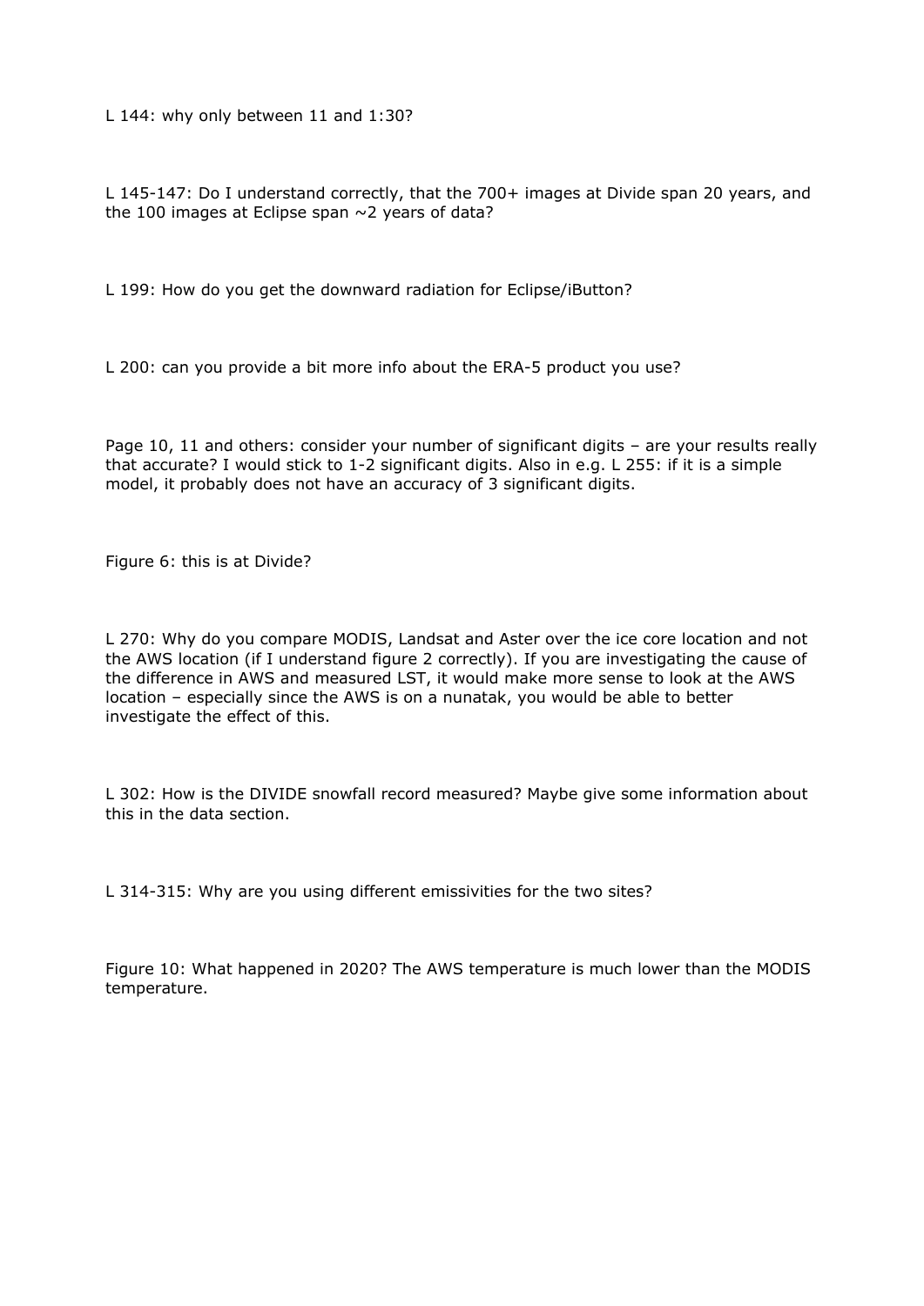L 144: why only between 11 and 1:30?

L 145-147: Do I understand correctly, that the 700+ images at Divide span 20 years, and the 100 images at Eclipse span ~2 years of data?

L 199: How do you get the downward radiation for Eclipse/iButton?

L 200: can you provide a bit more info about the ERA-5 product you use?

Page 10, 11 and others: consider your number of significant digits – are your results really that accurate? I would stick to 1-2 significant digits. Also in e.g. L 255: if it is a simple model, it probably does not have an accuracy of 3 significant digits.

Figure 6: this is at Divide?

L 270: Why do you compare MODIS, Landsat and Aster over the ice core location and not the AWS location (if I understand figure 2 correctly). If you are investigating the cause of the difference in AWS and measured LST, it would make more sense to look at the AWS location – especially since the AWS is on a nunatak, you would be able to better investigate the effect of this.

L 302: How is the DIVIDE snowfall record measured? Maybe give some information about this in the data section.

L 314-315: Why are you using different emissivities for the two sites?

Figure 10: What happened in 2020? The AWS temperature is much lower than the MODIS temperature.